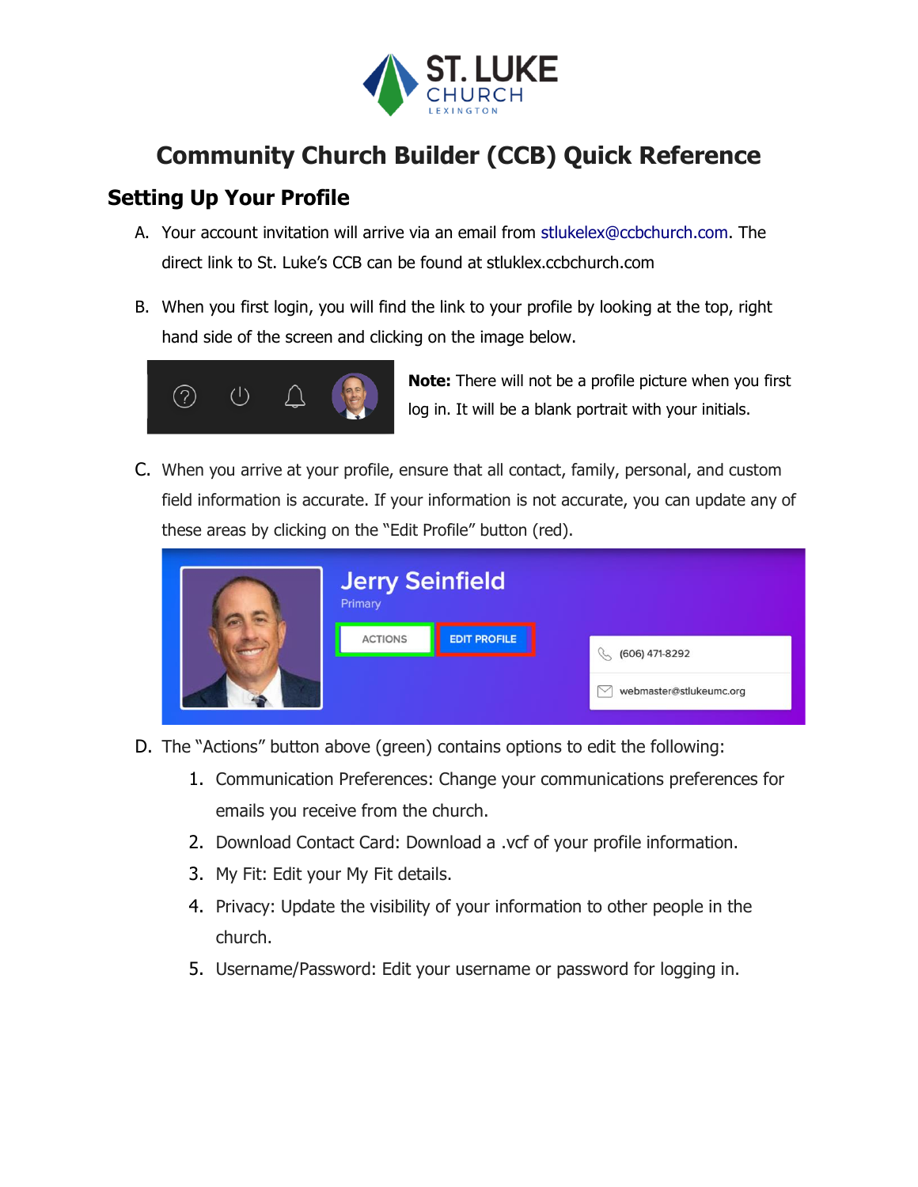# Community Church Builder (CCB) Quick Reference

## Setting Up Your Profile

A. Your account invitation will arrive via an email from stlukelex@ccbchurch.com. The direct link to St. Luke's CCB can be found at stluklex.ccbchurch.com

B. When you first login, you will find the link to your profile by looking at the top, right hand side of the screen and clicking on the image below.

**Note:** There will not be a profile picture when you first log in. It will be a blank portrait with your initials.

C. When you arrive at your profile, ensure that all contact, family, personal, and custom field information is accurate. If your information is not accurate, you can update any of these areas by clicking on the "Edit Profile" button (red).

D. The "Actions" button above (green) contains options to edit the following:

1. Communication Preferences: Change your communications preferences for emails you receive from the church.
2. Download Contact Card: Download a .vcf of your profile information.
3. My Fit: Edit your My Fit details.
4. Privacy: Update the visibility of your information to other people in the church.
5. Username/Password: Edit your username or password for logging in.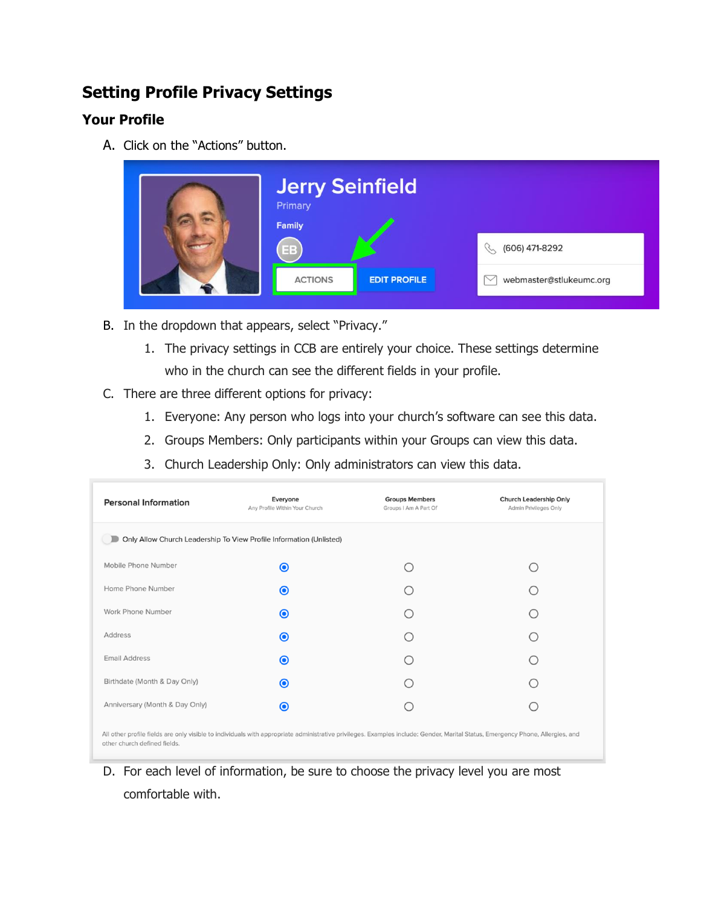## Setting Profile Privacy Settings

### Your Profile

A. Click on the "Actions" button.

B. In the dropdown that appears, select "Privacy."

   1. The privacy settings in CCB are entirely your choice. These settings determine who in the church can see the different fields in your profile.

C. There are three different options for privacy:

   1. Everyone: Any person who logs into your church's software can see this data.
   2. Groups Members: Only participants within your Groups can view this data.
   3. Church Leadership Only: Only administrators can view this data.

D. For each level of information, be sure to choose the privacy level you are most comfortable with.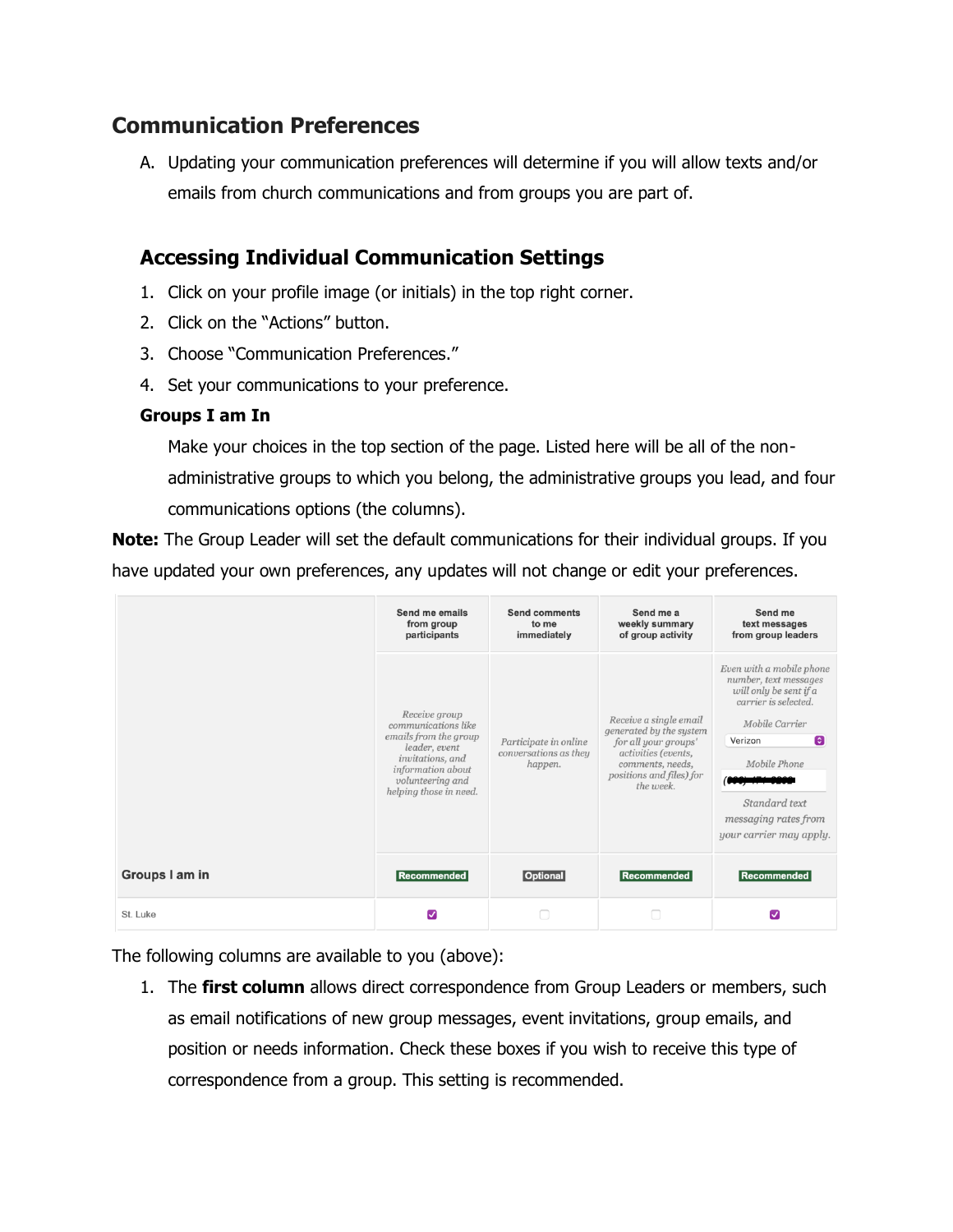## Communication Preferences

A. Updating your communication preferences will determine if you will allow texts and/or emails from church communications and from groups you are part of.

### Accessing Individual Communication Settings

1. Click on your profile image (or initials) in the top right corner.
2. Click on the "Actions" button.
3. Choose "Communication Preferences."
4. Set your communications to your preference.

**Groups I am In**

Make your choices in the top section of the page. Listed here will be all of the non-administrative groups to which you belong, the administrative groups you lead, and four communications options (the columns).

**Note:** The Group Leader will set the default communications for their individual groups. If you have updated your own preferences, any updates will not change or edit your preferences.

| | Send me emails from group participants | Send comments to me immediately | Send me a weekly summary of group activity | Send me text messages from group leaders |
|---|---|---|---|---|
| | *Receive group communications like emails from the group leader, event invitations, and information about volunteering and helping those in need.* | *Participate in online conversations as they happen.* | *Receive a single email generated by the system for all your groups' activities (events, comments, needs, positions and files) for the week.* | *Even with a mobile phone number, text messages will only be sent if a carrier is selected.* Mobile Carrier: Verizon. Mobile Phone: (redacted). *Standard text messaging rates from your carrier may apply.* |
| **Groups I am in** | Recommended | Optional | Recommended | Recommended |
| St. Luke | ☑ | ☐ | ☐ | ☑ |

The following columns are available to you (above):

1. The **first column** allows direct correspondence from Group Leaders or members, such as email notifications of new group messages, event invitations, group emails, and position or needs information. Check these boxes if you wish to receive this type of correspondence from a group. This setting is recommended.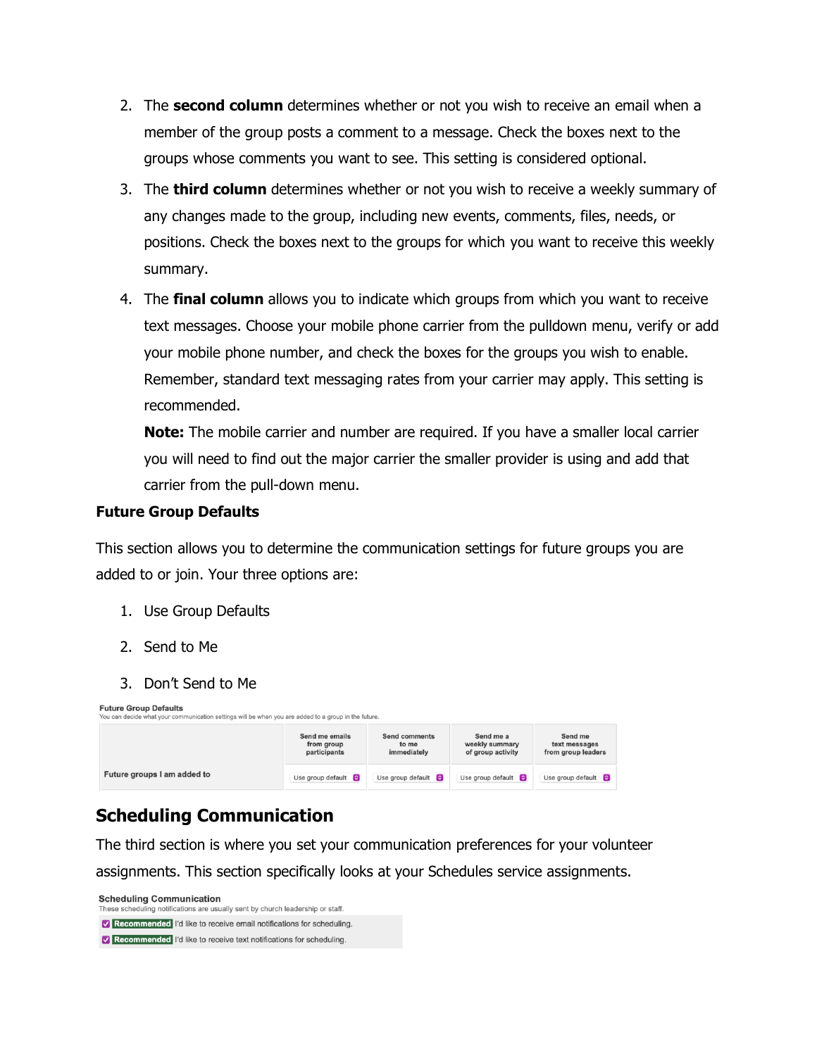2. The **second column** determines whether or not you wish to receive an email when a member of the group posts a comment to a message. Check the boxes next to the groups whose comments you want to see. This setting is considered optional.
3. The **third column** determines whether or not you wish to receive a weekly summary of any changes made to the group, including new events, comments, files, needs, or positions. Check the boxes next to the groups for which you want to receive this weekly summary.
4. The **final column** allows you to indicate which groups from which you want to receive text messages. Choose your mobile phone carrier from the pulldown menu, verify or add your mobile phone number, and check the boxes for the groups you wish to enable. Remember, standard text messaging rates from your carrier may apply. This setting is recommended.

   **Note:** The mobile carrier and number are required. If you have a smaller local carrier you will need to find out the major carrier the smaller provider is using and add that carrier from the pull-down menu.

**Future Group Defaults**

This section allows you to determine the communication settings for future groups you are added to or join. Your three options are:

1. Use Group Defaults
2. Send to Me
3. Don't Send to Me

**Future Group Defaults**
You can decide what your communication settings will be when you are added to a group in the future.

| | Send me emails from group participants | Send comments to me immediately | Send me a weekly summary of group activity | Send me text messages from group leaders |
|---|---|---|---|---|
| Future groups I am added to | Use group default | Use group default | Use group default | Use group default |

## Scheduling Communication

The third section is where you set your communication preferences for your volunteer assignments. This section specifically looks at your Schedules service assignments.

**Scheduling Communication**
These scheduling notifications are usually sent by church leadership or staff.

- [x] Recommended I'd like to receive email notifications for scheduling.
- [x] Recommended I'd like to receive text notifications for scheduling.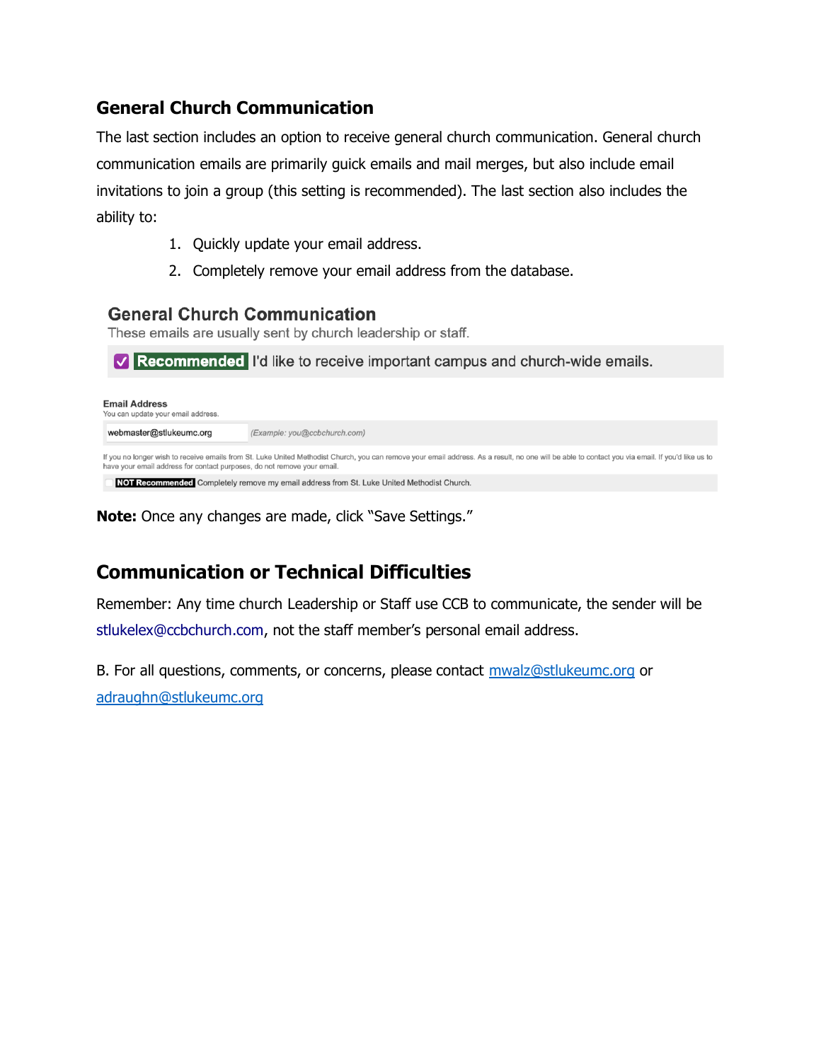## General Church Communication

The last section includes an option to receive general church communication. General church communication emails are primarily guick emails and mail merges, but also include email invitations to join a group (this setting is recommended). The last section also includes the ability to:

1. Quickly update your email address.
2. Completely remove your email address from the database.

**General Church Communication**

These emails are usually sent by church leadership or staff.

☑ **Recommended** I'd like to receive important campus and church-wide emails.

**Email Address**

You can update your email address.

webmaster@stlukeumc.org *(Example: you@ccbchurch.com)*

If you no longer wish to receive emails from St. Luke United Methodist Church, you can remove your email address. As a result, no one will be able to contact you via email. If you'd like us to have your email address for contact purposes, do not remove your email.

☐ **NOT Recommended** Completely remove my email address from St. Luke United Methodist Church.

**Note:** Once any changes are made, click "Save Settings."

## Communication or Technical Difficulties

Remember: Any time church Leadership or Staff use CCB to communicate, the sender will be stlukelex@ccbchurch.com, not the staff member's personal email address.

B. For all questions, comments, or concerns, please contact mwalz@stlukeumc.org or adraughn@stlukeumc.org